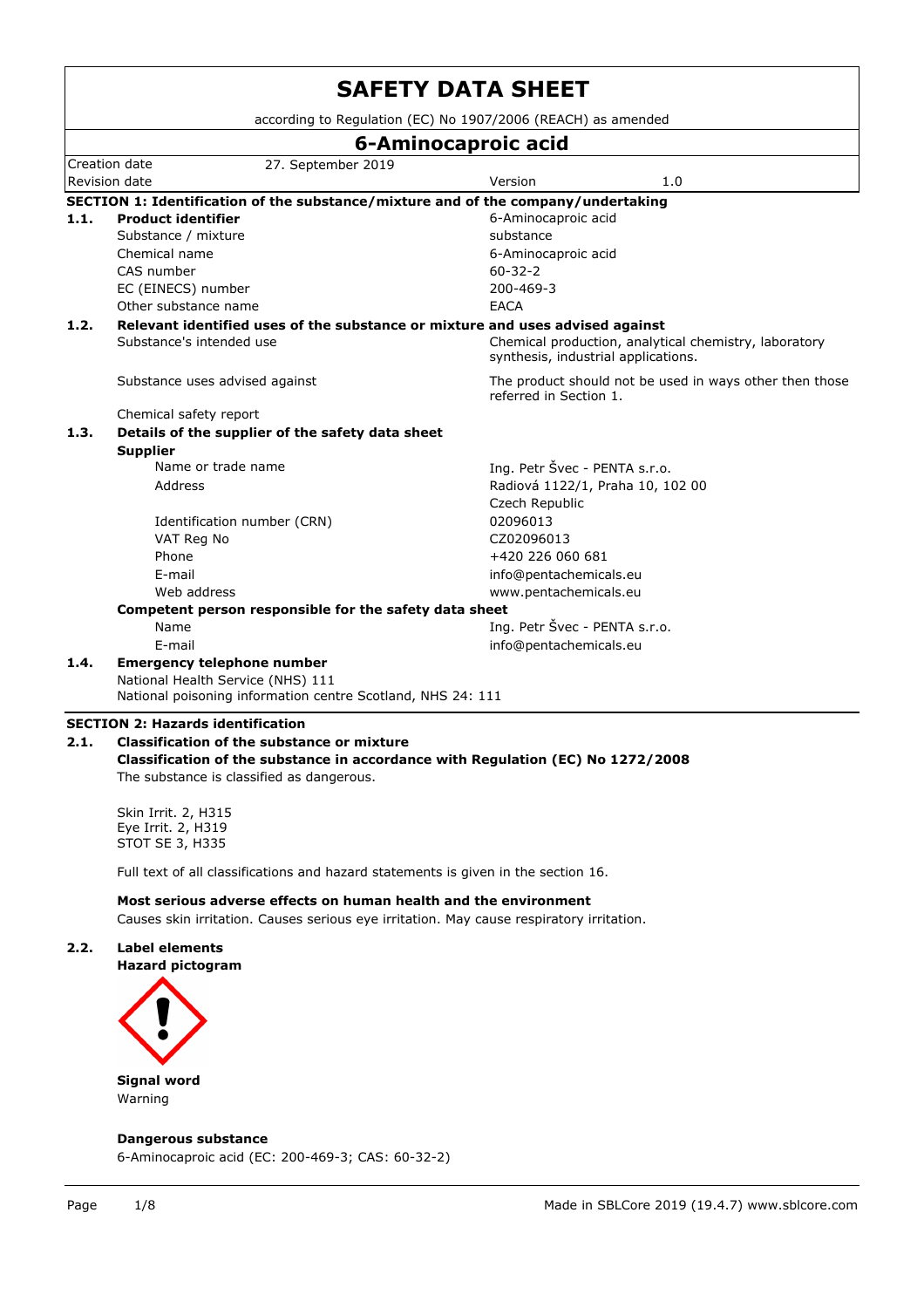# SAFETY DATA SHEET

according to Regulation (EC) No 1907/2006 (REACH) as amended

## 6-Aminocaproic acid

| | | | |
|---|---|---|---|
| Creation date | 27. September 2019 | | |
| Revision date | | Version | 1.0 |

### SECTION 1: Identification of the substance/mixture and of the company/undertaking

**1.1. Product identifier**

| | |
|---|---|
| **Product identifier** | 6-Aminocaproic acid |
| Substance / mixture | substance |
| Chemical name | 6-Aminocaproic acid |
| CAS number | 60-32-2 |
| EC (EINECS) number | 200-469-3 |
| Other substance name | EACA |

**1.2. Relevant identified uses of the substance or mixture and uses advised against**

| | |
|---|---|
| Substance's intended use | Chemical production, analytical chemistry, laboratory synthesis, industrial applications. |
| Substance uses advised against | The product should not be used in ways other then those referred in Section 1. |
| Chemical safety report | |

**1.3. Details of the supplier of the safety data sheet**

**Supplier**

| | |
|---|---|
| Name or trade name | Ing. Petr Švec - PENTA s.r.o. |
| Address | Radiová 1122/1, Praha 10, 102 00<br>Czech Republic |
| Identification number (CRN) | 02096013 |
| VAT Reg No | CZ02096013 |
| Phone | +420 226 060 681 |
| E-mail | info@pentachemicals.eu |
| Web address | www.pentachemicals.eu |

**Competent person responsible for the safety data sheet**

| | |
|---|---|
| Name | Ing. Petr Švec - PENTA s.r.o. |
| E-mail | info@pentachemicals.eu |

**1.4. Emergency telephone number**

National Health Service (NHS) 111

National poisoning information centre Scotland, NHS 24: 111

### SECTION 2: Hazards identification

**2.1. Classification of the substance or mixture**

**Classification of the substance in accordance with Regulation (EC) No 1272/2008**

The substance is classified as dangerous.

Skin Irrit. 2, H315
Eye Irrit. 2, H319
STOT SE 3, H335

Full text of all classifications and hazard statements is given in the section 16.

**Most serious adverse effects on human health and the environment**

Causes skin irritation. Causes serious eye irritation. May cause respiratory irritation.

**2.2. Label elements**

**Hazard pictogram**

**Signal word**

Warning

**Dangerous substance**

6-Aminocaproic acid (EC: 200-469-3; CAS: 60-32-2)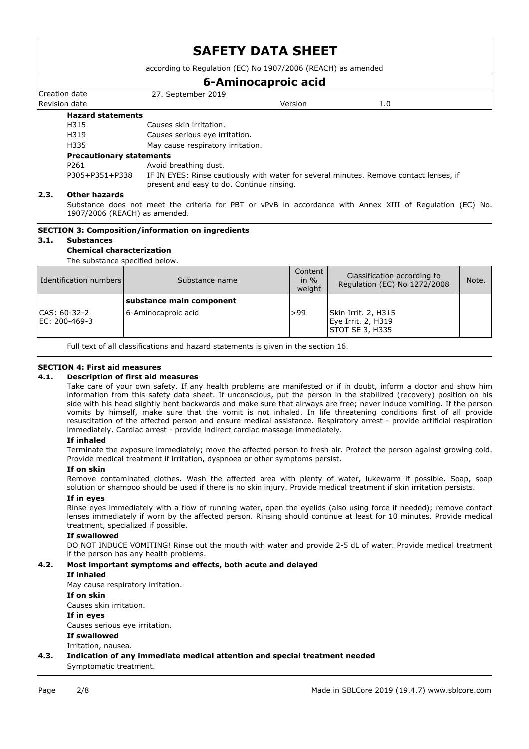**Hazard statements**

| | |
|---|---|
| H315 | Causes skin irritation. |
| H319 | Causes serious eye irritation. |
| H335 | May cause respiratory irritation. |

**Precautionary statements**

| | |
|---|---|
| P261 | Avoid breathing dust. |
| P305+P351+P338 | IF IN EYES: Rinse cautiously with water for several minutes. Remove contact lenses, if present and easy to do. Continue rinsing. |

### 2.3. Other hazards

Substance does not meet the criteria for PBT or vPvB in accordance with Annex XIII of Regulation (EC) No. 1907/2006 (REACH) as amended.

## SECTION 3: Composition/information on ingredients

### 3.1. Substances

**Chemical characterization**

The substance specified below.

| Identification numbers | Substance name | Content in % weight | Classification according to Regulation (EC) No 1272/2008 | Note. |
|---|---|---|---|---|
| | **substance main component** | | | |
| CAS: 60-32-2<br>EC: 200-469-3 | 6-Aminocaproic acid | >99 | Skin Irrit. 2, H315<br>Eye Irrit. 2, H319<br>STOT SE 3, H335 | |

Full text of all classifications and hazard statements is given in the section 16.

## SECTION 4: First aid measures

### 4.1. Description of first aid measures

Take care of your own safety. If any health problems are manifested or if in doubt, inform a doctor and show him information from this safety data sheet. If unconscious, put the person in the stabilized (recovery) position on his side with his head slightly bent backwards and make sure that airways are free; never induce vomiting. If the person vomits by himself, make sure that the vomit is not inhaled. In life threatening conditions first of all provide resuscitation of the affected person and ensure medical assistance. Respiratory arrest - provide artificial respiration immediately. Cardiac arrest - provide indirect cardiac massage immediately.

**If inhaled**

Terminate the exposure immediately; move the affected person to fresh air. Protect the person against growing cold. Provide medical treatment if irritation, dyspnoea or other symptoms persist.

**If on skin**

Remove contaminated clothes. Wash the affected area with plenty of water, lukewarm if possible. Soap, soap solution or shampoo should be used if there is no skin injury. Provide medical treatment if skin irritation persists.

**If in eyes**

Rinse eyes immediately with a flow of running water, open the eyelids (also using force if needed); remove contact lenses immediately if worn by the affected person. Rinsing should continue at least for 10 minutes. Provide medical treatment, specialized if possible.

**If swallowed**

DO NOT INDUCE VOMITING! Rinse out the mouth with water and provide 2-5 dL of water. Provide medical treatment if the person has any health problems.

### 4.2. Most important symptoms and effects, both acute and delayed

**If inhaled**

May cause respiratory irritation.

**If on skin**

Causes skin irritation.

**If in eyes**

Causes serious eye irritation.

**If swallowed**

Irritation, nausea.

### 4.3. Indication of any immediate medical attention and special treatment needed

Symptomatic treatment.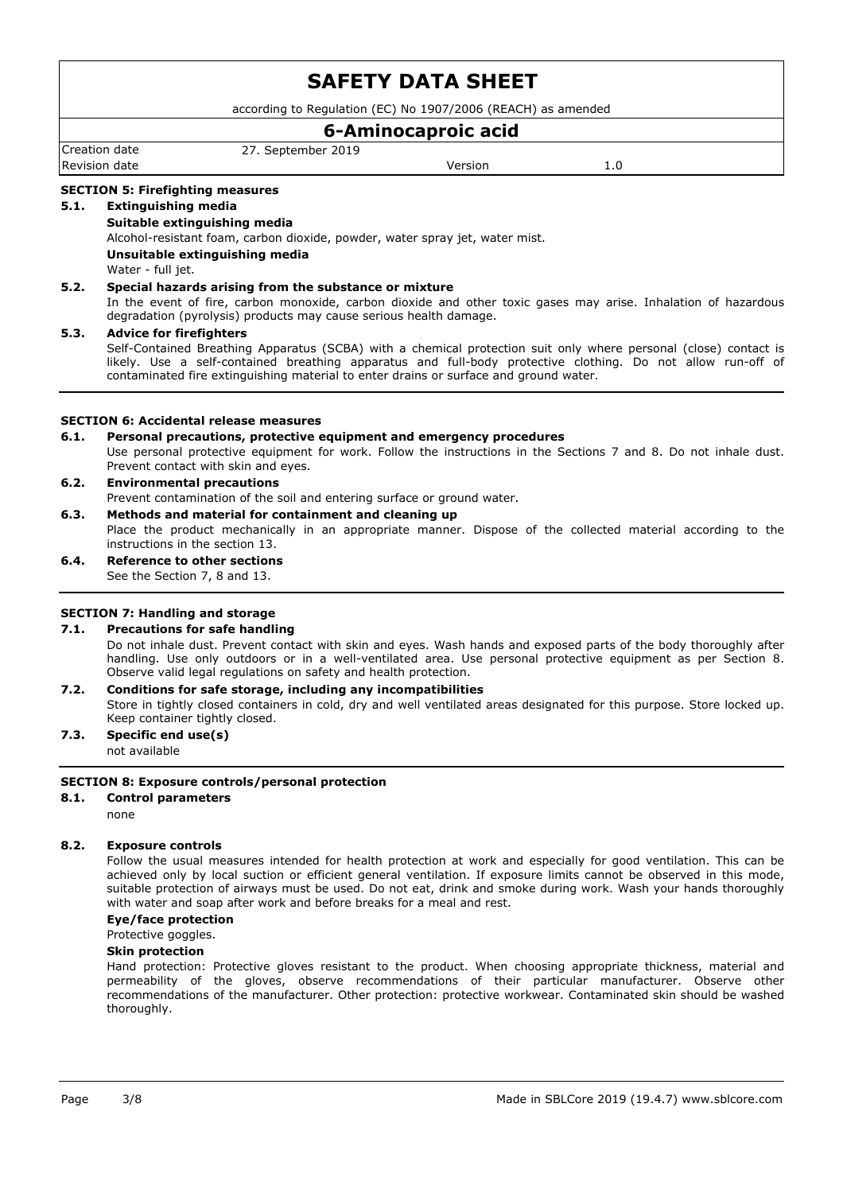## SECTION 5: Firefighting measures

### 5.1. Extinguishing media

**Suitable extinguishing media**

Alcohol-resistant foam, carbon dioxide, powder, water spray jet, water mist.

**Unsuitable extinguishing media**

Water - full jet.

### 5.2. Special hazards arising from the substance or mixture

In the event of fire, carbon monoxide, carbon dioxide and other toxic gases may arise. Inhalation of hazardous degradation (pyrolysis) products may cause serious health damage.

### 5.3. Advice for firefighters

Self-Contained Breathing Apparatus (SCBA) with a chemical protection suit only where personal (close) contact is likely. Use a self-contained breathing apparatus and full-body protective clothing. Do not allow run-off of contaminated fire extinguishing material to enter drains or surface and ground water.

## SECTION 6: Accidental release measures

### 6.1. Personal precautions, protective equipment and emergency procedures

Use personal protective equipment for work. Follow the instructions in the Sections 7 and 8. Do not inhale dust. Prevent contact with skin and eyes.

### 6.2. Environmental precautions

Prevent contamination of the soil and entering surface or ground water.

### 6.3. Methods and material for containment and cleaning up

Place the product mechanically in an appropriate manner. Dispose of the collected material according to the instructions in the section 13.

### 6.4. Reference to other sections

See the Section 7, 8 and 13.

## SECTION 7: Handling and storage

### 7.1. Precautions for safe handling

Do not inhale dust. Prevent contact with skin and eyes. Wash hands and exposed parts of the body thoroughly after handling. Use only outdoors or in a well-ventilated area. Use personal protective equipment as per Section 8. Observe valid legal regulations on safety and health protection.

### 7.2. Conditions for safe storage, including any incompatibilities

Store in tightly closed containers in cold, dry and well ventilated areas designated for this purpose. Store locked up. Keep container tightly closed.

### 7.3. Specific end use(s)

not available

## SECTION 8: Exposure controls/personal protection

### 8.1. Control parameters

none

### 8.2. Exposure controls

Follow the usual measures intended for health protection at work and especially for good ventilation. This can be achieved only by local suction or efficient general ventilation. If exposure limits cannot be observed in this mode, suitable protection of airways must be used. Do not eat, drink and smoke during work. Wash your hands thoroughly with water and soap after work and before breaks for a meal and rest.

**Eye/face protection**

Protective goggles.

**Skin protection**

Hand protection: Protective gloves resistant to the product. When choosing appropriate thickness, material and permeability of the gloves, observe recommendations of their particular manufacturer. Observe other recommendations of the manufacturer. Other protection: protective workwear. Contaminated skin should be washed thoroughly.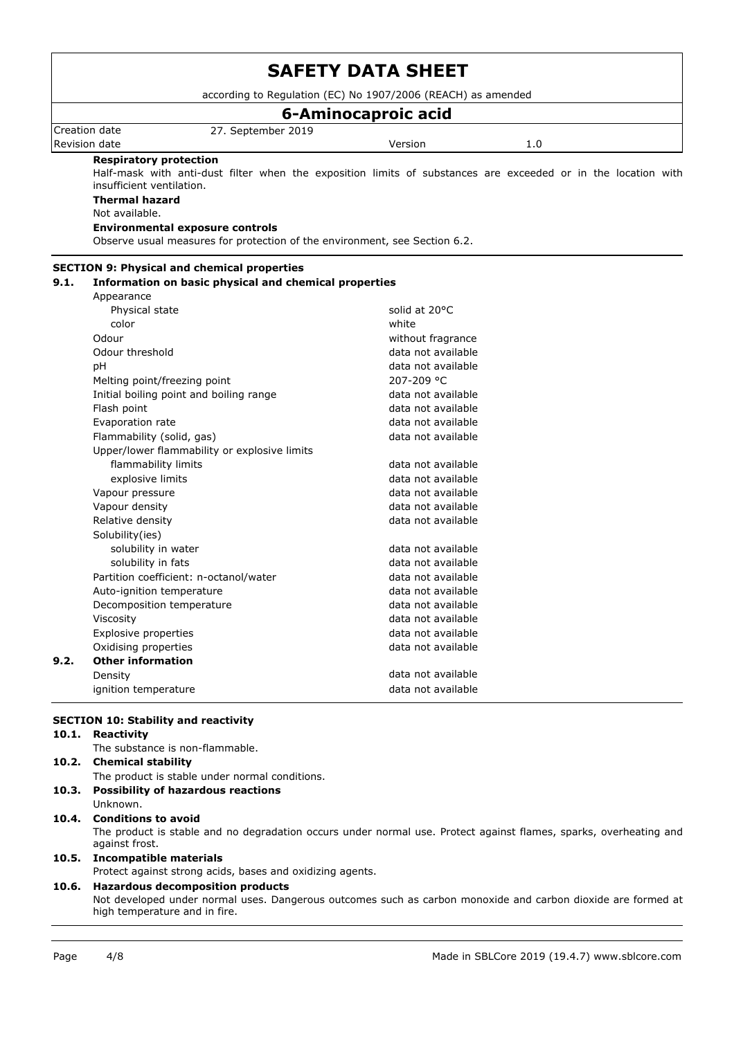**Respiratory protection**

Half-mask with anti-dust filter when the exposition limits of substances are exceeded or in the location with insufficient ventilation.

**Thermal hazard**

Not available.

**Environmental exposure controls**

Observe usual measures for protection of the environment, see Section 6.2.

## SECTION 9: Physical and chemical properties

### 9.1. Information on basic physical and chemical properties

| Property | Value |
|---|---|
| Appearance | |
| Physical state | solid at 20°C |
| color | white |
| Odour | without fragrance |
| Odour threshold | data not available |
| pH | data not available |
| Melting point/freezing point | 207-209 °C |
| Initial boiling point and boiling range | data not available |
| Flash point | data not available |
| Evaporation rate | data not available |
| Flammability (solid, gas) | data not available |
| Upper/lower flammability or explosive limits | |
| flammability limits | data not available |
| explosive limits | data not available |
| Vapour pressure | data not available |
| Vapour density | data not available |
| Relative density | data not available |
| Solubility(ies) | |
| solubility in water | data not available |
| solubility in fats | data not available |
| Partition coefficient: n-octanol/water | data not available |
| Auto-ignition temperature | data not available |
| Decomposition temperature | data not available |
| Viscosity | data not available |
| Explosive properties | data not available |
| Oxidising properties | data not available |

### 9.2. Other information

| Property | Value |
|---|---|
| Density | data not available |
| ignition temperature | data not available |

## SECTION 10: Stability and reactivity

### 10.1. Reactivity

The substance is non-flammable.

### 10.2. Chemical stability

The product is stable under normal conditions.

### 10.3. Possibility of hazardous reactions

Unknown.

### 10.4. Conditions to avoid

The product is stable and no degradation occurs under normal use. Protect against flames, sparks, overheating and against frost.

### 10.5. Incompatible materials

Protect against strong acids, bases and oxidizing agents.

### 10.6. Hazardous decomposition products

Not developed under normal uses. Dangerous outcomes such as carbon monoxide and carbon dioxide are formed at high temperature and in fire.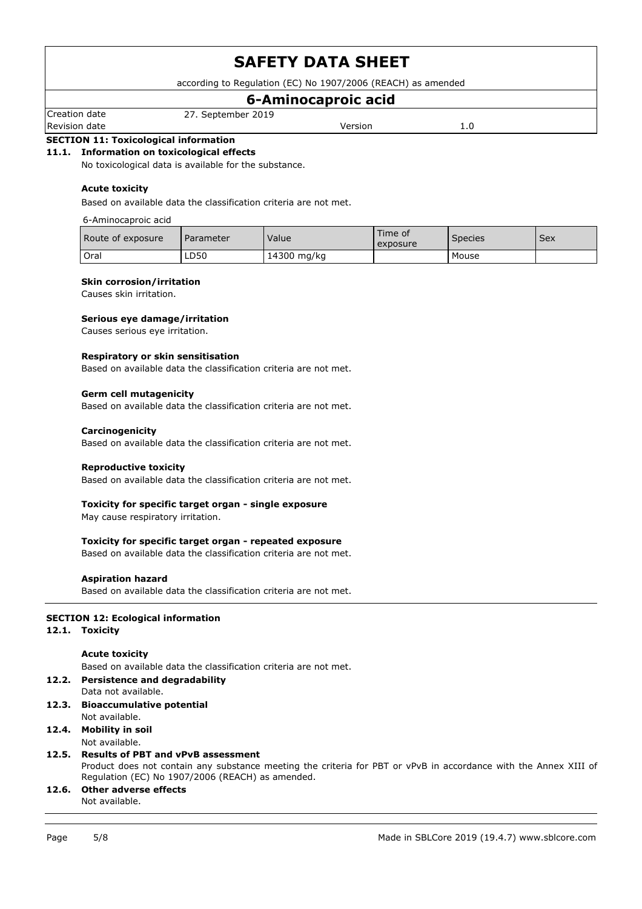# SAFETY DATA SHEET

according to Regulation (EC) No 1907/2006 (REACH) as amended

## 6-Aminocaproic acid

| Creation date | 27. September 2019 | | |
|---|---|---|---|
| Revision date | | Version | 1.0 |

## SECTION 11: Toxicological information

### 11.1. Information on toxicological effects

No toxicological data is available for the substance.

**Acute toxicity**

Based on available data the classification criteria are not met.

6-Aminocaproic acid

| Route of exposure | Parameter | Value | Time of exposure | Species | Sex |
|---|---|---|---|---|---|
| Oral | LD50 | 14300 mg/kg | | Mouse | |

**Skin corrosion/irritation**

Causes skin irritation.

**Serious eye damage/irritation**

Causes serious eye irritation.

**Respiratory or skin sensitisation**

Based on available data the classification criteria are not met.

**Germ cell mutagenicity**

Based on available data the classification criteria are not met.

**Carcinogenicity**

Based on available data the classification criteria are not met.

**Reproductive toxicity**

Based on available data the classification criteria are not met.

**Toxicity for specific target organ - single exposure**

May cause respiratory irritation.

**Toxicity for specific target organ - repeated exposure**

Based on available data the classification criteria are not met.

**Aspiration hazard**

Based on available data the classification criteria are not met.

## SECTION 12: Ecological information

### 12.1. Toxicity

**Acute toxicity**

Based on available data the classification criteria are not met.

### 12.2. Persistence and degradability

Data not available.

### 12.3. Bioaccumulative potential

Not available.

### 12.4. Mobility in soil

Not available.

### 12.5. Results of PBT and vPvB assessment

Product does not contain any substance meeting the criteria for PBT or vPvB in accordance with the Annex XIII of Regulation (EC) No 1907/2006 (REACH) as amended.

### 12.6. Other adverse effects

Not available.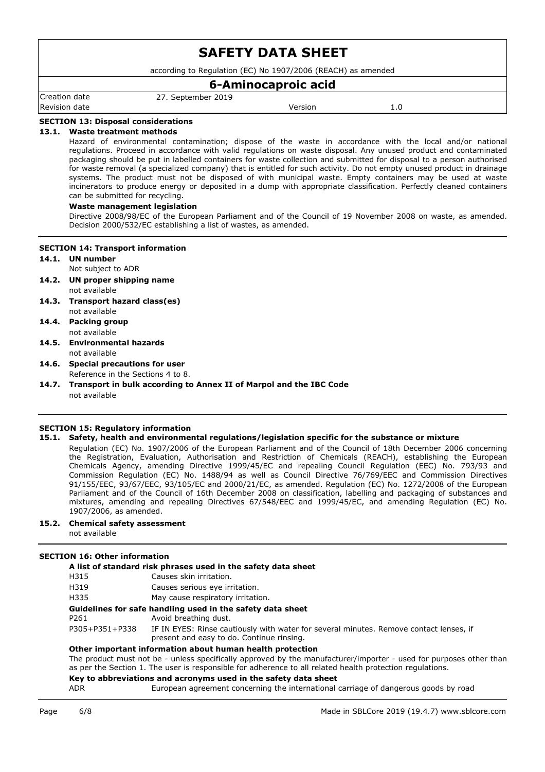## SECTION 13: Disposal considerations

### 13.1. Waste treatment methods

Hazard of environmental contamination; dispose of the waste in accordance with the local and/or national regulations. Proceed in accordance with valid regulations on waste disposal. Any unused product and contaminated packaging should be put in labelled containers for waste collection and submitted for disposal to a person authorised for waste removal (a specialized company) that is entitled for such activity. Do not empty unused product in drainage systems. The product must not be disposed of with municipal waste. Empty containers may be used at waste incinerators to produce energy or deposited in a dump with appropriate classification. Perfectly cleaned containers can be submitted for recycling.

**Waste management legislation**

Directive 2008/98/EC of the European Parliament and of the Council of 19 November 2008 on waste, as amended. Decision 2000/532/EC establishing a list of wastes, as amended.

## SECTION 14: Transport information

### 14.1. UN number

Not subject to ADR

### 14.2. UN proper shipping name

not available

### 14.3. Transport hazard class(es)

not available

### 14.4. Packing group

not available

### 14.5. Environmental hazards

not available

### 14.6. Special precautions for user

Reference in the Sections 4 to 8.

### 14.7. Transport in bulk according to Annex II of Marpol and the IBC Code

not available

## SECTION 15: Regulatory information

### 15.1. Safety, health and environmental regulations/legislation specific for the substance or mixture

Regulation (EC) No. 1907/2006 of the European Parliament and of the Council of 18th December 2006 concerning the Registration, Evaluation, Authorisation and Restriction of Chemicals (REACH), establishing the European Chemicals Agency, amending Directive 1999/45/EC and repealing Council Regulation (EEC) No. 793/93 and Commission Regulation (EC) No. 1488/94 as well as Council Directive 76/769/EEC and Commission Directives 91/155/EEC, 93/67/EEC, 93/105/EC and 2000/21/EC, as amended. Regulation (EC) No. 1272/2008 of the European Parliament and of the Council of 16th December 2008 on classification, labelling and packaging of substances and mixtures, amending and repealing Directives 67/548/EEC and 1999/45/EC, and amending Regulation (EC) No. 1907/2006, as amended.

### 15.2. Chemical safety assessment

not available

## SECTION 16: Other information

**A list of standard risk phrases used in the safety data sheet**

| | |
|---|---|
| H315 | Causes skin irritation. |
| H319 | Causes serious eye irritation. |
| H335 | May cause respiratory irritation. |

**Guidelines for safe handling used in the safety data sheet**

| | |
|---|---|
| P261 | Avoid breathing dust. |
| P305+P351+P338 | IF IN EYES: Rinse cautiously with water for several minutes. Remove contact lenses, if present and easy to do. Continue rinsing. |

**Other important information about human health protection**

The product must not be - unless specifically approved by the manufacturer/importer - used for purposes other than as per the Section 1. The user is responsible for adherence to all related health protection regulations.

**Key to abbreviations and acronyms used in the safety data sheet**

| | |
|---|---|
| ADR | European agreement concerning the international carriage of dangerous goods by road |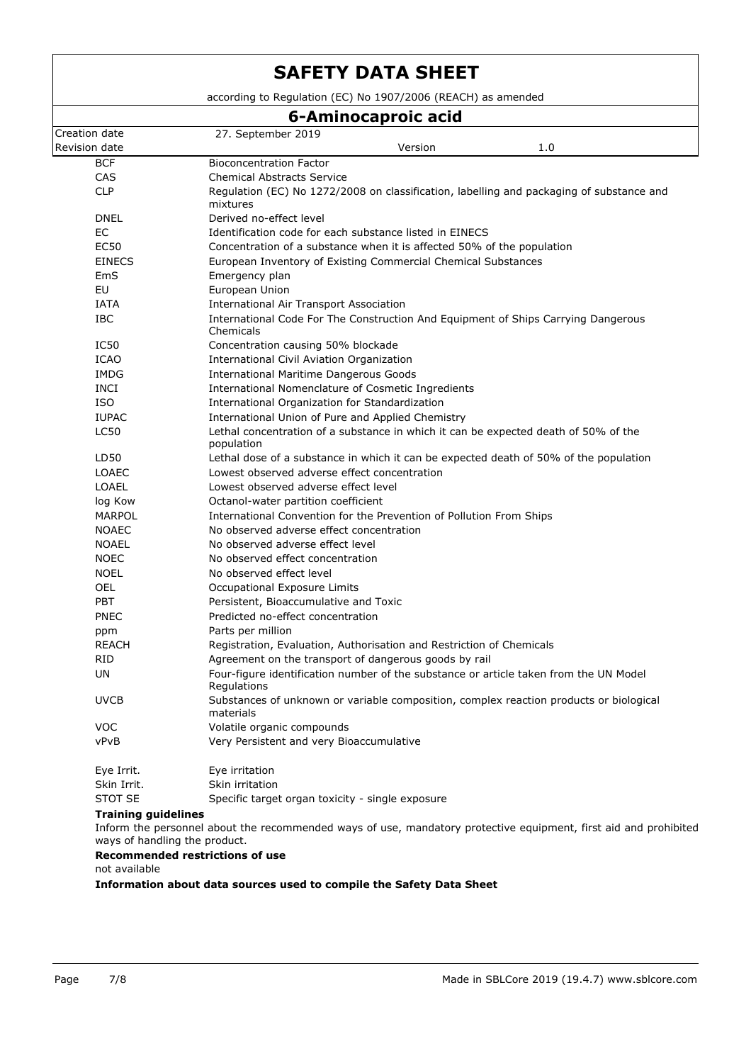# SAFETY DATA SHEET

according to Regulation (EC) No 1907/2006 (REACH) as amended

## 6-Aminocaproic acid

| | | | |
|---|---|---|---|
| Creation date | 27. September 2019 | | |
| Revision date | | Version | 1.0 |

| | |
|---|---|
| BCF | Bioconcentration Factor |
| CAS | Chemical Abstracts Service |
| CLP | Regulation (EC) No 1272/2008 on classification, labelling and packaging of substance and mixtures |
| DNEL | Derived no-effect level |
| EC | Identification code for each substance listed in EINECS |
| EC50 | Concentration of a substance when it is affected 50% of the population |
| EINECS | European Inventory of Existing Commercial Chemical Substances |
| EmS | Emergency plan |
| EU | European Union |
| IATA | International Air Transport Association |
| IBC | International Code For The Construction And Equipment of Ships Carrying Dangerous Chemicals |
| IC50 | Concentration causing 50% blockade |
| ICAO | International Civil Aviation Organization |
| IMDG | International Maritime Dangerous Goods |
| INCI | International Nomenclature of Cosmetic Ingredients |
| ISO | International Organization for Standardization |
| IUPAC | International Union of Pure and Applied Chemistry |
| LC50 | Lethal concentration of a substance in which it can be expected death of 50% of the population |
| LD50 | Lethal dose of a substance in which it can be expected death of 50% of the population |
| LOAEC | Lowest observed adverse effect concentration |
| LOAEL | Lowest observed adverse effect level |
| log Kow | Octanol-water partition coefficient |
| MARPOL | International Convention for the Prevention of Pollution From Ships |
| NOAEC | No observed adverse effect concentration |
| NOAEL | No observed adverse effect level |
| NOEC | No observed effect concentration |
| NOEL | No observed effect level |
| OEL | Occupational Exposure Limits |
| PBT | Persistent, Bioaccumulative and Toxic |
| PNEC | Predicted no-effect concentration |
| ppm | Parts per million |
| REACH | Registration, Evaluation, Authorisation and Restriction of Chemicals |
| RID | Agreement on the transport of dangerous goods by rail |
| UN | Four-figure identification number of the substance or article taken from the UN Model Regulations |
| UVCB | Substances of unknown or variable composition, complex reaction products or biological materials |
| VOC | Volatile organic compounds |
| vPvB | Very Persistent and very Bioaccumulative |

| | |
|---|---|
| Eye Irrit. | Eye irritation |
| Skin Irrit. | Skin irritation |
| STOT SE | Specific target organ toxicity - single exposure |

**Training guidelines**

Inform the personnel about the recommended ways of use, mandatory protective equipment, first aid and prohibited ways of handling the product.

**Recommended restrictions of use**

not available

**Information about data sources used to compile the Safety Data Sheet**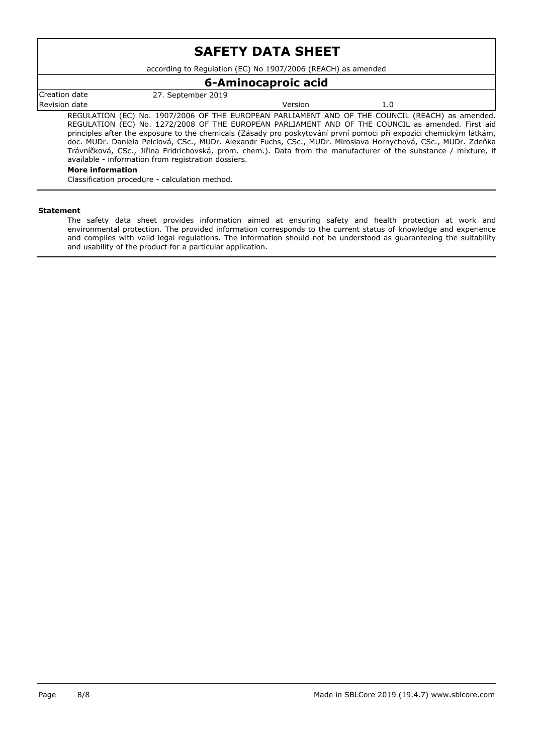REGULATION (EC) No. 1907/2006 OF THE EUROPEAN PARLIAMENT AND OF THE COUNCIL (REACH) as amended. REGULATION (EC) No. 1272/2008 OF THE EUROPEAN PARLIAMENT AND OF THE COUNCIL as amended. First aid principles after the exposure to the chemicals (Zásady pro poskytování první pomoci při expozici chemickým látkám, doc. MUDr. Daniela Pelclová, CSc., MUDr. Alexandr Fuchs, CSc., MUDr. Miroslava Hornychová, CSc., MUDr. Zdeňka Trávníčková, CSc., Jiřina Fridrichovská, prom. chem.). Data from the manufacturer of the substance / mixture, if available - information from registration dossiers.

**More information**

Classification procedure - calculation method.

**Statement**

The safety data sheet provides information aimed at ensuring safety and health protection at work and environmental protection. The provided information corresponds to the current status of knowledge and experience and complies with valid legal regulations. The information should not be understood as guaranteeing the suitability and usability of the product for a particular application.